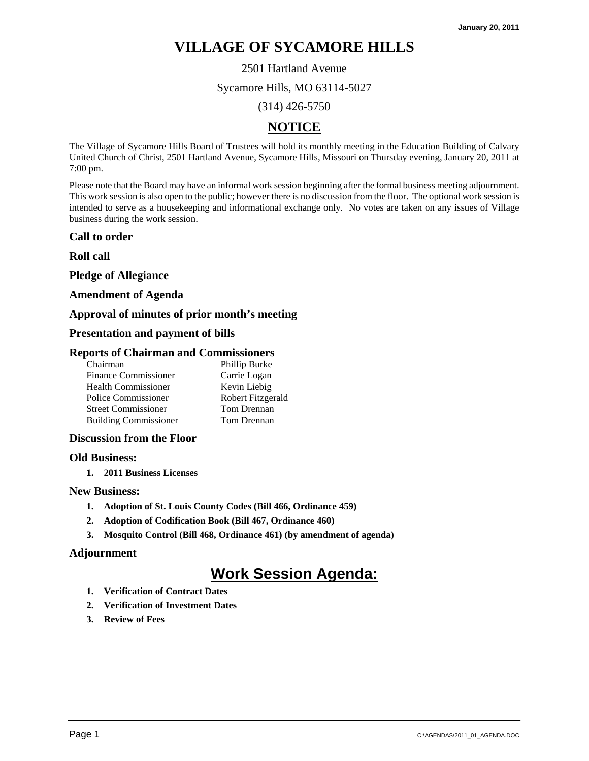January 20, 2011

# VILLAGE OF SYCAMORE HILLS

2501 Hartland Avenue

Sycamore Hills, MO 63114-5027

(314) 426-5750

## NOTICE

The Village of Sycamore Hills Board of Trustees will hold its monthly meeting in the Education Building of Calvary United Church of Christ, 2501 Hartland Avenue, Sycamore Hills, Missouri on Thursday evening, January 20, 2011 at 7:00 pm.

Please note that the Board may have an informal work session beginning after the formal business meeting adjournment. This work session is also open to the public; however there is no discussion from the floor. The optional work session is intended to serve as a housekeeping and informational exchange only. No votes are taken on any issues of Village business during the work session.

### Call to order

### Roll call

### Pledge of Allegiance

### Amendment of Agenda

### Approval of minutes of prior month's meeting

### Presentation and payment of bills

### Reports of Chairman and Commissioners

| | |
|---|---|
| Chairman | Phillip Burke |
| Finance Commissioner | Carrie Logan |
| Health Commissioner | Kevin Liebig |
| Police Commissioner | Robert Fitzgerald |
| Street Commissioner | Tom Drennan |
| Building Commissioner | Tom Drennan |

### Discussion from the Floor

### Old Business:

1. **2011 Business Licenses**

### New Business:

1. **Adoption of St. Louis County Codes (Bill 466, Ordinance 459)**
2. **Adoption of Codification Book (Bill 467, Ordinance 460)**
3. **Mosquito Control (Bill 468, Ordinance 461) (by amendment of agenda)**

### Adjournment

## Work Session Agenda:

1. **Verification of Contract Dates**
2. **Verification of Investment Dates**
3. **Review of Fees**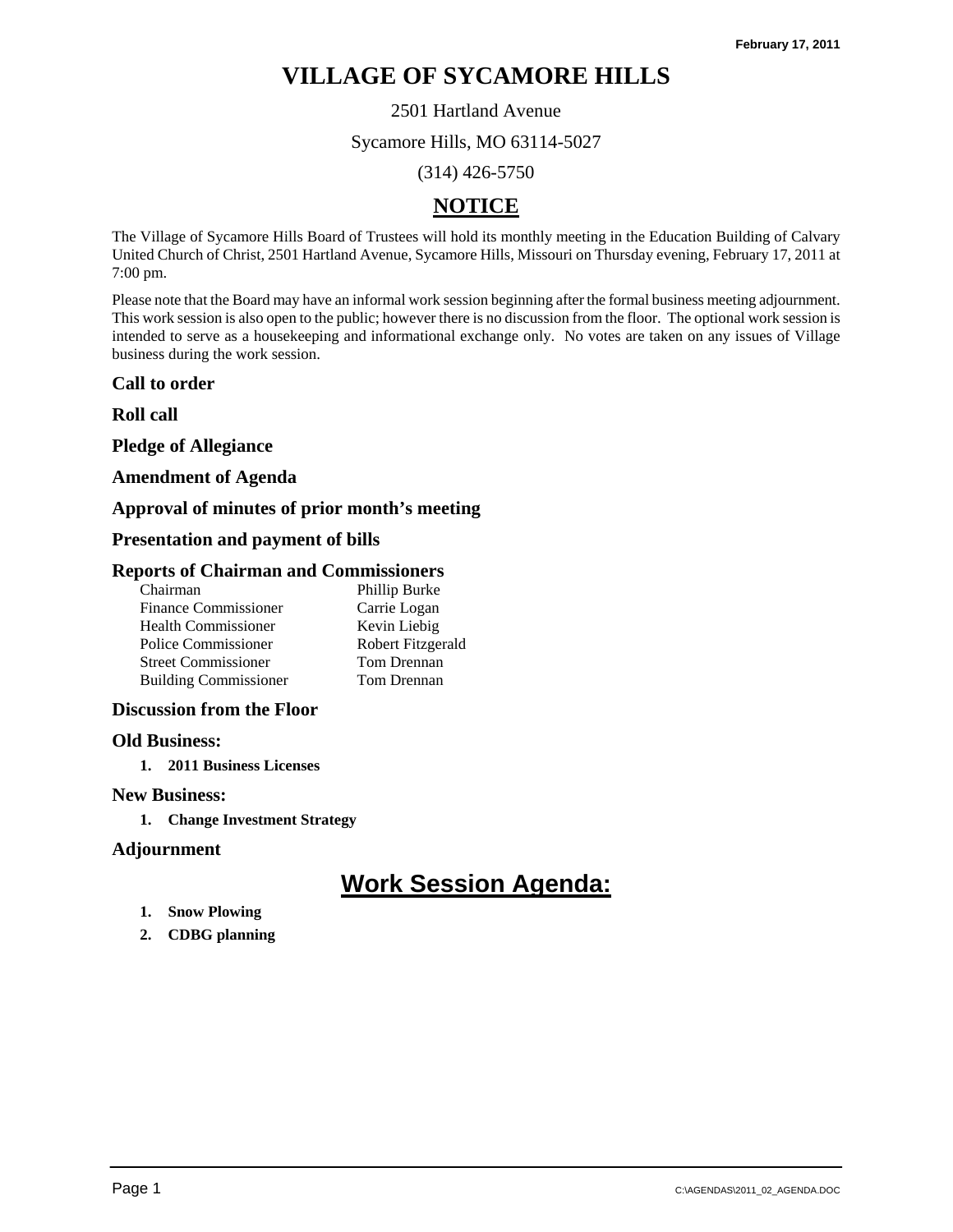February 17, 2011

# VILLAGE OF SYCAMORE HILLS

2501 Hartland Avenue

Sycamore Hills, MO 63114-5027

(314) 426-5750

## NOTICE

The Village of Sycamore Hills Board of Trustees will hold its monthly meeting in the Education Building of Calvary United Church of Christ, 2501 Hartland Avenue, Sycamore Hills, Missouri on Thursday evening, February 17, 2011 at 7:00 pm.

Please note that the Board may have an informal work session beginning after the formal business meeting adjournment. This work session is also open to the public; however there is no discussion from the floor. The optional work session is intended to serve as a housekeeping and informational exchange only. No votes are taken on any issues of Village business during the work session.

### Call to order

### Roll call

### Pledge of Allegiance

### Amendment of Agenda

### Approval of minutes of prior month's meeting

### Presentation and payment of bills

### Reports of Chairman and Commissioners

| | |
|---|---|
| Chairman | Phillip Burke |
| Finance Commissioner | Carrie Logan |
| Health Commissioner | Kevin Liebig |
| Police Commissioner | Robert Fitzgerald |
| Street Commissioner | Tom Drennan |
| Building Commissioner | Tom Drennan |

### Discussion from the Floor

### Old Business:

1. **2011 Business Licenses**

### New Business:

1. **Change Investment Strategy**

### Adjournment

## Work Session Agenda:

1. **Snow Plowing**
2. **CDBG planning**

C:\AGENDAS\2011_02_AGENDA.DOC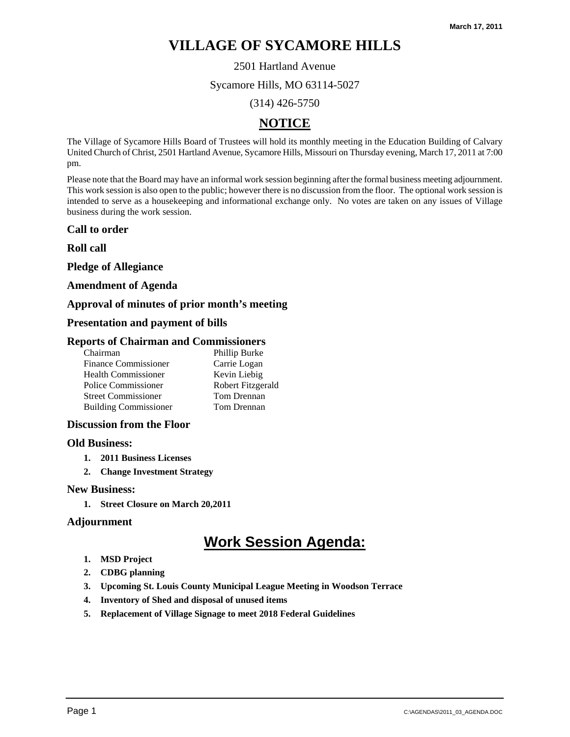March 17, 2011

# VILLAGE OF SYCAMORE HILLS

2501 Hartland Avenue

Sycamore Hills, MO 63114-5027

(314) 426-5750

## NOTICE

The Village of Sycamore Hills Board of Trustees will hold its monthly meeting in the Education Building of Calvary United Church of Christ, 2501 Hartland Avenue, Sycamore Hills, Missouri on Thursday evening, March 17, 2011 at 7:00 pm.

Please note that the Board may have an informal work session beginning after the formal business meeting adjournment. This work session is also open to the public; however there is no discussion from the floor. The optional work session is intended to serve as a housekeeping and informational exchange only. No votes are taken on any issues of Village business during the work session.

### Call to order

### Roll call

### Pledge of Allegiance

### Amendment of Agenda

### Approval of minutes of prior month's meeting

### Presentation and payment of bills

### Reports of Chairman and Commissioners

| | |
|---|---|
| Chairman | Phillip Burke |
| Finance Commissioner | Carrie Logan |
| Health Commissioner | Kevin Liebig |
| Police Commissioner | Robert Fitzgerald |
| Street Commissioner | Tom Drennan |
| Building Commissioner | Tom Drennan |

### Discussion from the Floor

### Old Business:

1. **2011 Business Licenses**
2. **Change Investment Strategy**

### New Business:

1. **Street Closure on March 20,2011**

### Adjournment

## Work Session Agenda:

1. **MSD Project**
2. **CDBG planning**
3. **Upcoming St. Louis County Municipal League Meeting in Woodson Terrace**
4. **Inventory of Shed and disposal of unused items**
5. **Replacement of Village Signage to meet 2018 Federal Guidelines**

C:\AGENDAS\2011_03_AGENDA.DOC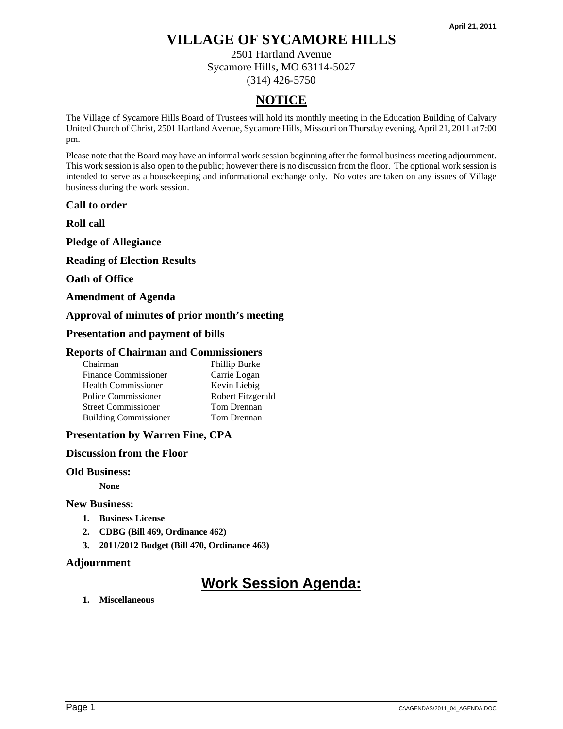April 21, 2011

# VILLAGE OF SYCAMORE HILLS

2501 Hartland Avenue
Sycamore Hills, MO 63114-5027
(314) 426-5750

## NOTICE

The Village of Sycamore Hills Board of Trustees will hold its monthly meeting in the Education Building of Calvary United Church of Christ, 2501 Hartland Avenue, Sycamore Hills, Missouri on Thursday evening, April 21, 2011 at 7:00 pm.

Please note that the Board may have an informal work session beginning after the formal business meeting adjournment. This work session is also open to the public; however there is no discussion from the floor. The optional work session is intended to serve as a housekeeping and informational exchange only. No votes are taken on any issues of Village business during the work session.

### Call to order

### Roll call

### Pledge of Allegiance

### Reading of Election Results

### Oath of Office

### Amendment of Agenda

### Approval of minutes of prior month's meeting

### Presentation and payment of bills

### Reports of Chairman and Commissioners

| | |
|---|---|
| Chairman | Phillip Burke |
| Finance Commissioner | Carrie Logan |
| Health Commissioner | Kevin Liebig |
| Police Commissioner | Robert Fitzgerald |
| Street Commissioner | Tom Drennan |
| Building Commissioner | Tom Drennan |

### Presentation by Warren Fine, CPA

### Discussion from the Floor

### Old Business:

**None**

### New Business:

1. **Business License**
2. **CDBG (Bill 469, Ordinance 462)**
3. **2011/2012 Budget (Bill 470, Ordinance 463)**

### Adjournment

## Work Session Agenda:

1. **Miscellaneous**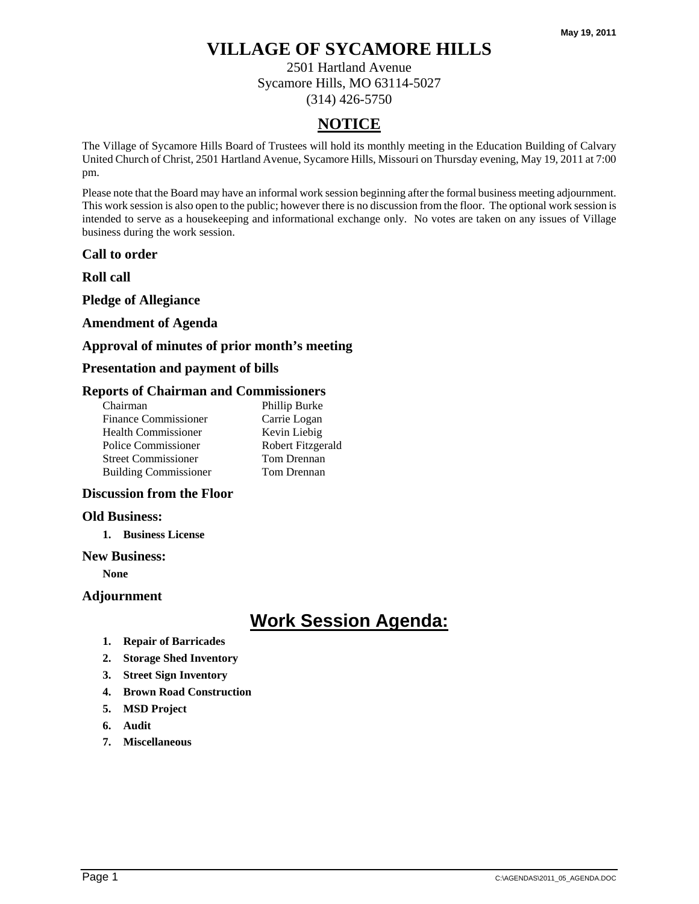May 19, 2011

# VILLAGE OF SYCAMORE HILLS

2501 Hartland Avenue
Sycamore Hills, MO 63114-5027
(314) 426-5750

## NOTICE

The Village of Sycamore Hills Board of Trustees will hold its monthly meeting in the Education Building of Calvary United Church of Christ, 2501 Hartland Avenue, Sycamore Hills, Missouri on Thursday evening, May 19, 2011 at 7:00 pm.

Please note that the Board may have an informal work session beginning after the formal business meeting adjournment. This work session is also open to the public; however there is no discussion from the floor. The optional work session is intended to serve as a housekeeping and informational exchange only. No votes are taken on any issues of Village business during the work session.

### Call to order

### Roll call

### Pledge of Allegiance

### Amendment of Agenda

### Approval of minutes of prior month's meeting

### Presentation and payment of bills

### Reports of Chairman and Commissioners

| | |
|---|---|
| Chairman | Phillip Burke |
| Finance Commissioner | Carrie Logan |
| Health Commissioner | Kevin Liebig |
| Police Commissioner | Robert Fitzgerald |
| Street Commissioner | Tom Drennan |
| Building Commissioner | Tom Drennan |

### Discussion from the Floor

### Old Business:

1. **Business License**

### New Business:

**None**

### Adjournment

## Work Session Agenda:

1. **Repair of Barricades**
2. **Storage Shed Inventory**
3. **Street Sign Inventory**
4. **Brown Road Construction**
5. **MSD Project**
6. **Audit**
7. **Miscellaneous**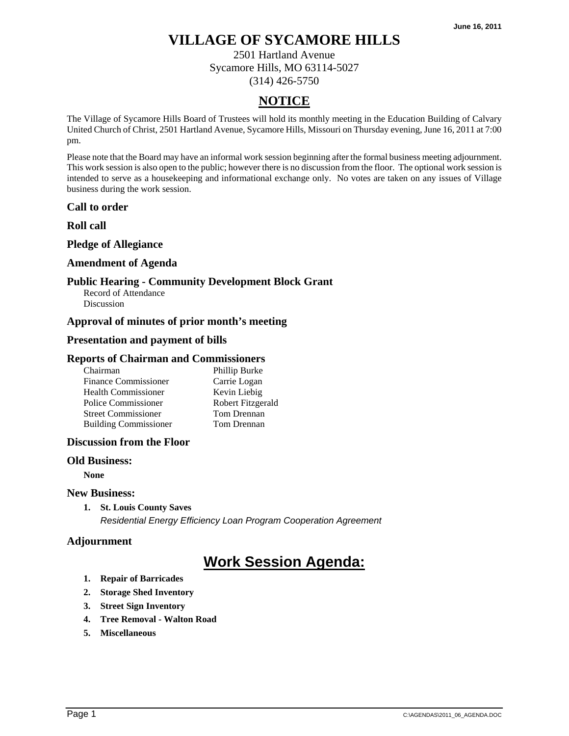June 16, 2011

# VILLAGE OF SYCAMORE HILLS

2501 Hartland Avenue
Sycamore Hills, MO 63114-5027
(314) 426-5750

## NOTICE

The Village of Sycamore Hills Board of Trustees will hold its monthly meeting in the Education Building of Calvary United Church of Christ, 2501 Hartland Avenue, Sycamore Hills, Missouri on Thursday evening, June 16, 2011 at 7:00 pm.

Please note that the Board may have an informal work session beginning after the formal business meeting adjournment. This work session is also open to the public; however there is no discussion from the floor. The optional work session is intended to serve as a housekeeping and informational exchange only. No votes are taken on any issues of Village business during the work session.

### Call to order

### Roll call

### Pledge of Allegiance

### Amendment of Agenda

### Public Hearing - Community Development Block Grant

Record of Attendance
Discussion

### Approval of minutes of prior month's meeting

### Presentation and payment of bills

### Reports of Chairman and Commissioners

| | |
|---|---|
| Chairman | Phillip Burke |
| Finance Commissioner | Carrie Logan |
| Health Commissioner | Kevin Liebig |
| Police Commissioner | Robert Fitzgerald |
| Street Commissioner | Tom Drennan |
| Building Commissioner | Tom Drennan |

### Discussion from the Floor

### Old Business:

**None**

### New Business:

1. **St. Louis County Saves**
   *Residential Energy Efficiency Loan Program Cooperation Agreement*

### Adjournment

## Work Session Agenda:

1. **Repair of Barricades**
2. **Storage Shed Inventory**
3. **Street Sign Inventory**
4. **Tree Removal - Walton Road**
5. **Miscellaneous**

C:\AGENDAS\2011_06_AGENDA.DOC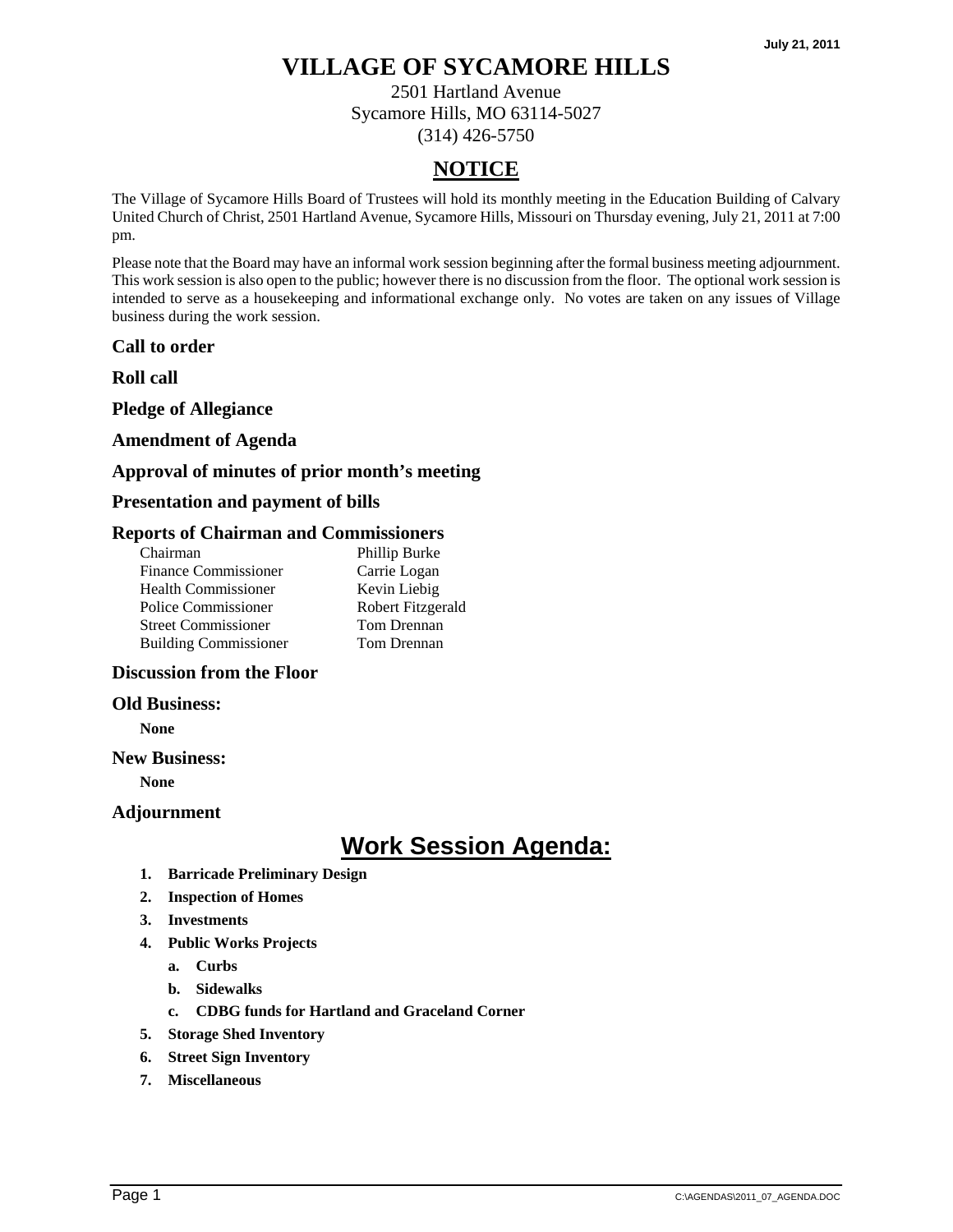July 21, 2011

# VILLAGE OF SYCAMORE HILLS

2501 Hartland Avenue
Sycamore Hills, MO 63114-5027
(314) 426-5750

## NOTICE

The Village of Sycamore Hills Board of Trustees will hold its monthly meeting in the Education Building of Calvary United Church of Christ, 2501 Hartland Avenue, Sycamore Hills, Missouri on Thursday evening, July 21, 2011 at 7:00 pm.

Please note that the Board may have an informal work session beginning after the formal business meeting adjournment. This work session is also open to the public; however there is no discussion from the floor. The optional work session is intended to serve as a housekeeping and informational exchange only. No votes are taken on any issues of Village business during the work session.

### Call to order

### Roll call

### Pledge of Allegiance

### Amendment of Agenda

### Approval of minutes of prior month's meeting

### Presentation and payment of bills

### Reports of Chairman and Commissioners

| | |
|---|---|
| Chairman | Phillip Burke |
| Finance Commissioner | Carrie Logan |
| Health Commissioner | Kevin Liebig |
| Police Commissioner | Robert Fitzgerald |
| Street Commissioner | Tom Drennan |
| Building Commissioner | Tom Drennan |

### Discussion from the Floor

### Old Business:

**None**

### New Business:

**None**

### Adjournment

## Work Session Agenda:

1. **Barricade Preliminary Design**
2. **Inspection of Homes**
3. **Investments**
4. **Public Works Projects**
   a. **Curbs**
   b. **Sidewalks**
   c. **CDBG funds for Hartland and Graceland Corner**
5. **Storage Shed Inventory**
6. **Street Sign Inventory**
7. **Miscellaneous**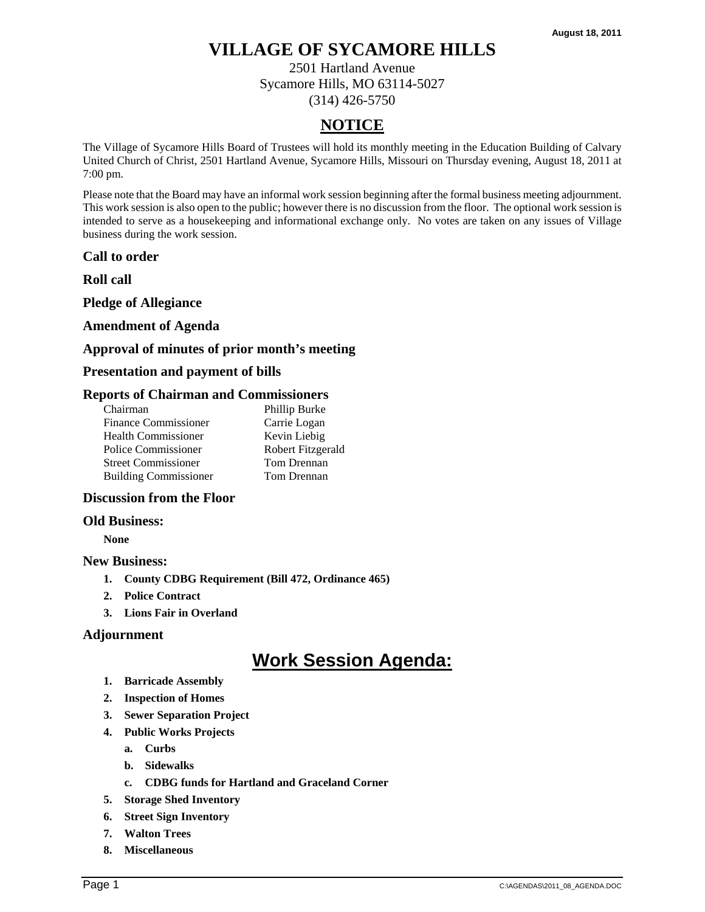August 18, 2011

# VILLAGE OF SYCAMORE HILLS

2501 Hartland Avenue
Sycamore Hills, MO 63114-5027
(314) 426-5750

## NOTICE

The Village of Sycamore Hills Board of Trustees will hold its monthly meeting in the Education Building of Calvary United Church of Christ, 2501 Hartland Avenue, Sycamore Hills, Missouri on Thursday evening, August 18, 2011 at 7:00 pm.

Please note that the Board may have an informal work session beginning after the formal business meeting adjournment. This work session is also open to the public; however there is no discussion from the floor. The optional work session is intended to serve as a housekeeping and informational exchange only. No votes are taken on any issues of Village business during the work session.

### Call to order

### Roll call

### Pledge of Allegiance

### Amendment of Agenda

### Approval of minutes of prior month's meeting

### Presentation and payment of bills

### Reports of Chairman and Commissioners

| | |
|---|---|
| Chairman | Phillip Burke |
| Finance Commissioner | Carrie Logan |
| Health Commissioner | Kevin Liebig |
| Police Commissioner | Robert Fitzgerald |
| Street Commissioner | Tom Drennan |
| Building Commissioner | Tom Drennan |

### Discussion from the Floor

### Old Business:

**None**

### New Business:

1. **County CDBG Requirement (Bill 472, Ordinance 465)**
2. **Police Contract**
3. **Lions Fair in Overland**

### Adjournment

## Work Session Agenda:

1. **Barricade Assembly**
2. **Inspection of Homes**
3. **Sewer Separation Project**
4. **Public Works Projects**
   a. **Curbs**
   b. **Sidewalks**
   c. **CDBG funds for Hartland and Graceland Corner**
5. **Storage Shed Inventory**
6. **Street Sign Inventory**
7. **Walton Trees**
8. **Miscellaneous**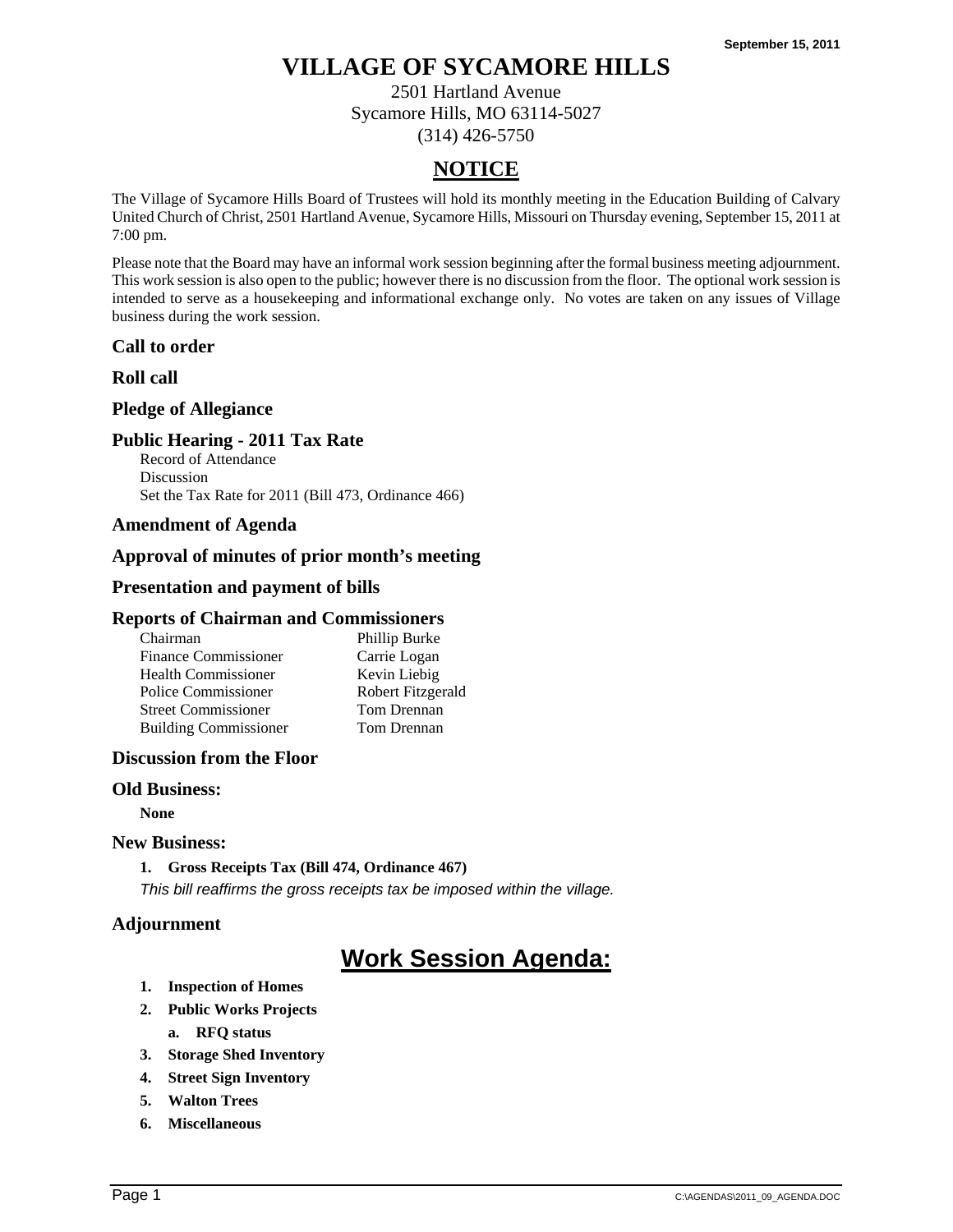September 15, 2011

# VILLAGE OF SYCAMORE HILLS

2501 Hartland Avenue
Sycamore Hills, MO 63114-5027
(314) 426-5750

## NOTICE

The Village of Sycamore Hills Board of Trustees will hold its monthly meeting in the Education Building of Calvary United Church of Christ, 2501 Hartland Avenue, Sycamore Hills, Missouri on Thursday evening, September 15, 2011 at 7:00 pm.

Please note that the Board may have an informal work session beginning after the formal business meeting adjournment. This work session is also open to the public; however there is no discussion from the floor. The optional work session is intended to serve as a housekeeping and informational exchange only. No votes are taken on any issues of Village business during the work session.

### Call to order

### Roll call

### Pledge of Allegiance

### Public Hearing - 2011 Tax Rate

Record of Attendance
Discussion
Set the Tax Rate for 2011 (Bill 473, Ordinance 466)

### Amendment of Agenda

### Approval of minutes of prior month's meeting

### Presentation and payment of bills

### Reports of Chairman and Commissioners

| | |
|---|---|
| Chairman | Phillip Burke |
| Finance Commissioner | Carrie Logan |
| Health Commissioner | Kevin Liebig |
| Police Commissioner | Robert Fitzgerald |
| Street Commissioner | Tom Drennan |
| Building Commissioner | Tom Drennan |

### Discussion from the Floor

### Old Business:

**None**

### New Business:

1. **Gross Receipts Tax (Bill 474, Ordinance 467)**
   *This bill reaffirms the gross receipts tax be imposed within the village.*

### Adjournment

## Work Session Agenda:

1. **Inspection of Homes**
2. **Public Works Projects**
   a. **RFQ status**
3. **Storage Shed Inventory**
4. **Street Sign Inventory**
5. **Walton Trees**
6. **Miscellaneous**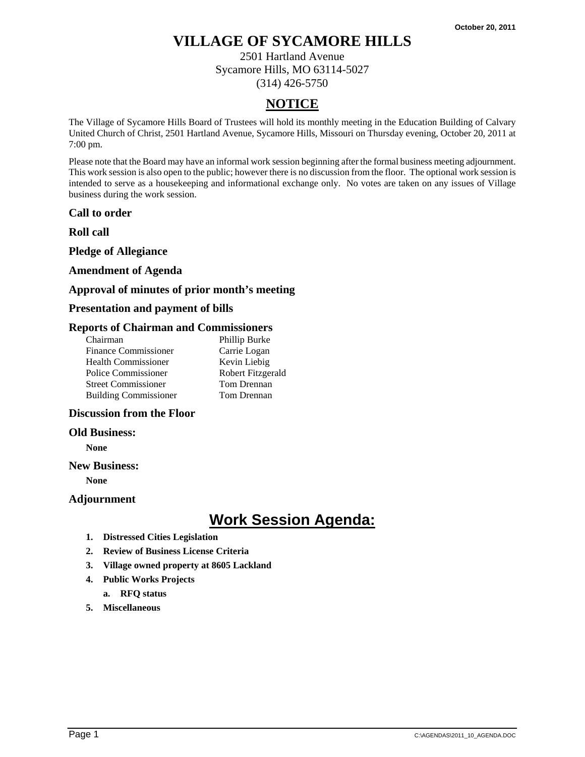October 20, 2011

# VILLAGE OF SYCAMORE HILLS

2501 Hartland Avenue
Sycamore Hills, MO 63114-5027
(314) 426-5750

## NOTICE

The Village of Sycamore Hills Board of Trustees will hold its monthly meeting in the Education Building of Calvary United Church of Christ, 2501 Hartland Avenue, Sycamore Hills, Missouri on Thursday evening, October 20, 2011 at 7:00 pm.

Please note that the Board may have an informal work session beginning after the formal business meeting adjournment. This work session is also open to the public; however there is no discussion from the floor. The optional work session is intended to serve as a housekeeping and informational exchange only. No votes are taken on any issues of Village business during the work session.

### Call to order

### Roll call

### Pledge of Allegiance

### Amendment of Agenda

### Approval of minutes of prior month's meeting

### Presentation and payment of bills

### Reports of Chairman and Commissioners

| | |
|---|---|
| Chairman | Phillip Burke |
| Finance Commissioner | Carrie Logan |
| Health Commissioner | Kevin Liebig |
| Police Commissioner | Robert Fitzgerald |
| Street Commissioner | Tom Drennan |
| Building Commissioner | Tom Drennan |

### Discussion from the Floor

### Old Business:

**None**

### New Business:

**None**

### Adjournment

## Work Session Agenda:

1. **Distressed Cities Legislation**
2. **Review of Business License Criteria**
3. **Village owned property at 8605 Lackland**
4. **Public Works Projects**
   a. **RFQ status**
5. **Miscellaneous**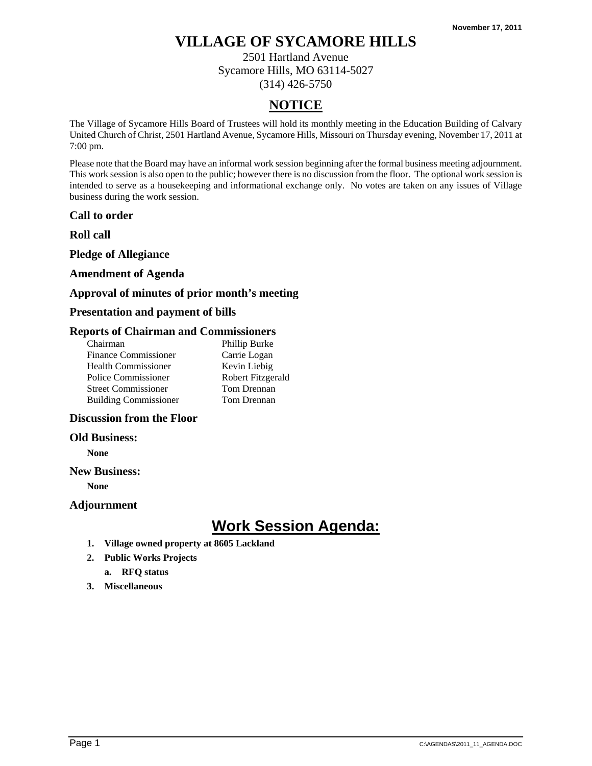November 17, 2011

# VILLAGE OF SYCAMORE HILLS

2501 Hartland Avenue
Sycamore Hills, MO 63114-5027
(314) 426-5750

## NOTICE

The Village of Sycamore Hills Board of Trustees will hold its monthly meeting in the Education Building of Calvary United Church of Christ, 2501 Hartland Avenue, Sycamore Hills, Missouri on Thursday evening, November 17, 2011 at 7:00 pm.

Please note that the Board may have an informal work session beginning after the formal business meeting adjournment. This work session is also open to the public; however there is no discussion from the floor. The optional work session is intended to serve as a housekeeping and informational exchange only. No votes are taken on any issues of Village business during the work session.

### Call to order

### Roll call

### Pledge of Allegiance

### Amendment of Agenda

### Approval of minutes of prior month's meeting

### Presentation and payment of bills

### Reports of Chairman and Commissioners

| | |
|---|---|
| Chairman | Phillip Burke |
| Finance Commissioner | Carrie Logan |
| Health Commissioner | Kevin Liebig |
| Police Commissioner | Robert Fitzgerald |
| Street Commissioner | Tom Drennan |
| Building Commissioner | Tom Drennan |

### Discussion from the Floor

### Old Business:

**None**

### New Business:

**None**

### Adjournment

## Work Session Agenda:

1. **Village owned property at 8605 Lackland**
2. **Public Works Projects**
   a. **RFQ status**
3. **Miscellaneous**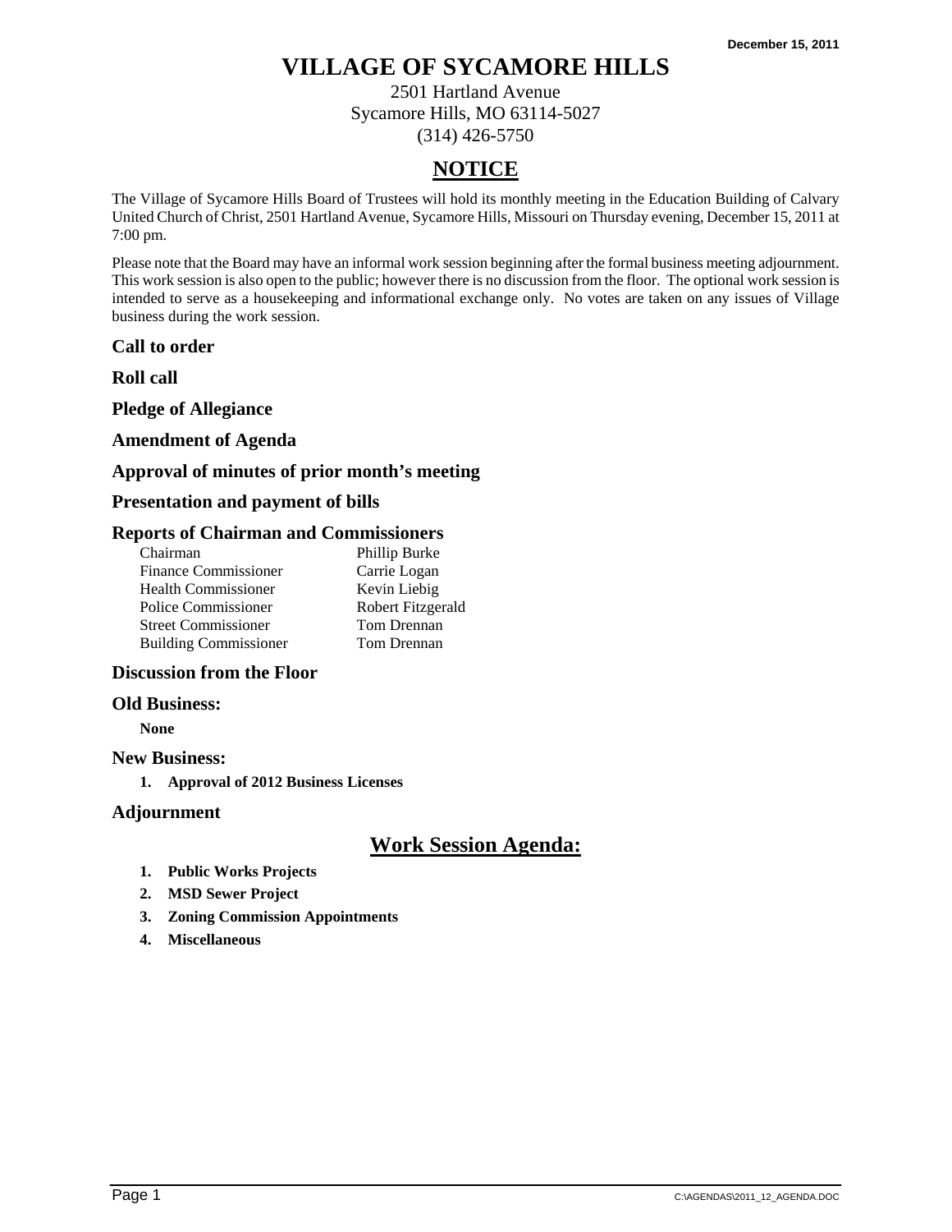December 15, 2011

# VILLAGE OF SYCAMORE HILLS

2501 Hartland Avenue
Sycamore Hills, MO 63114-5027
(314) 426-5750

## NOTICE

The Village of Sycamore Hills Board of Trustees will hold its monthly meeting in the Education Building of Calvary United Church of Christ, 2501 Hartland Avenue, Sycamore Hills, Missouri on Thursday evening, December 15, 2011 at 7:00 pm.

Please note that the Board may have an informal work session beginning after the formal business meeting adjournment. This work session is also open to the public; however there is no discussion from the floor. The optional work session is intended to serve as a housekeeping and informational exchange only. No votes are taken on any issues of Village business during the work session.

### Call to order

### Roll call

### Pledge of Allegiance

### Amendment of Agenda

### Approval of minutes of prior month's meeting

### Presentation and payment of bills

### Reports of Chairman and Commissioners

| | |
|---|---|
| Chairman | Phillip Burke |
| Finance Commissioner | Carrie Logan |
| Health Commissioner | Kevin Liebig |
| Police Commissioner | Robert Fitzgerald |
| Street Commissioner | Tom Drennan |
| Building Commissioner | Tom Drennan |

### Discussion from the Floor

### Old Business:

**None**

### New Business:

1. **Approval of 2012 Business Licenses**

### Adjournment

## Work Session Agenda:

1. **Public Works Projects**
2. **MSD Sewer Project**
3. **Zoning Commission Appointments**
4. **Miscellaneous**